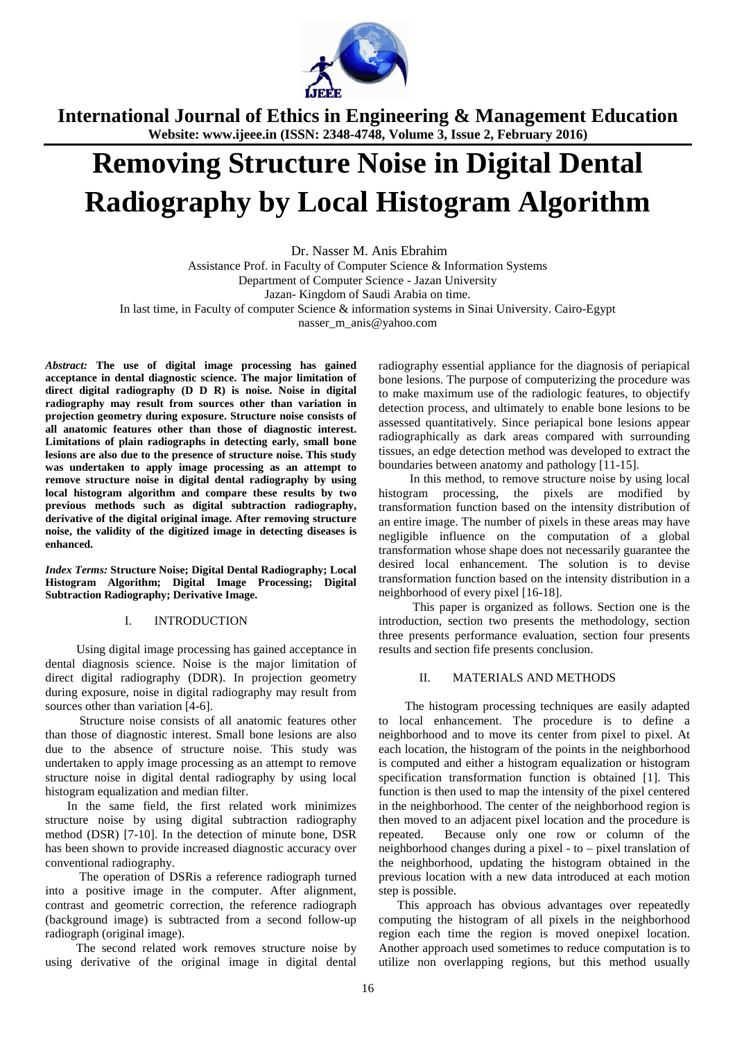International Journal of Ethics in Engineering & Management Education
Website: www.ijeee.in (ISSN: 2348-4748, Volume 3, Issue 2, February 2016)

# Removing Structure Noise in Digital Dental Radiography by Local Histogram Algorithm

Dr. Nasser M. Anis Ebrahim
Assistance Prof. in Faculty of Computer Science & Information Systems
Department of Computer Science - Jazan University
Jazan- Kingdom of Saudi Arabia on time.
In last time, in Faculty of computer Science & information systems in Sinai University. Cairo-Egypt
nasser_m_anis@yahoo.com

***Abstract:*** **The use of digital image processing has gained acceptance in dental diagnostic science. The major limitation of direct digital radiography (D D R) is noise. Noise in digital radiography may result from sources other than variation in projection geometry during exposure. Structure noise consists of all anatomic features other than those of diagnostic interest. Limitations of plain radiographs in detecting early, small bone lesions are also due to the presence of structure noise. This study was undertaken to apply image processing as an attempt to remove structure noise in digital dental radiography by using local histogram algorithm and compare these results by two previous methods such as digital subtraction radiography, derivative of the digital original image. After removing structure noise, the validity of the digitized image in detecting diseases is enhanced.**

***Index Terms:*** **Structure Noise; Digital Dental Radiography; Local Histogram Algorithm; Digital Image Processing; Digital Subtraction Radiography; Derivative Image.**

## I. INTRODUCTION

Using digital image processing has gained acceptance in dental diagnosis science. Noise is the major limitation of direct digital radiography (DDR). In projection geometry during exposure, noise in digital radiography may result from sources other than variation [4-6].

Structure noise consists of all anatomic features other than those of diagnostic interest. Small bone lesions are also due to the absence of structure noise. This study was undertaken to apply image processing as an attempt to remove structure noise in digital dental radiography by using local histogram equalization and median filter.

In the same field, the first related work minimizes structure noise by using digital subtraction radiography method (DSR) [7-10]. In the detection of minute bone, DSR has been shown to provide increased diagnostic accuracy over conventional radiography.

The operation of DSRis a reference radiograph turned into a positive image in the computer. After alignment, contrast and geometric correction, the reference radiograph (background image) is subtracted from a second follow-up radiograph (original image).

The second related work removes structure noise by using derivative of the original image in digital dental radiography essential appliance for the diagnosis of periapical bone lesions. The purpose of computerizing the procedure was to make maximum use of the radiologic features, to objectify detection process, and ultimately to enable bone lesions to be assessed quantitatively. Since periapical bone lesions appear radiographically as dark areas compared with surrounding tissues, an edge detection method was developed to extract the boundaries between anatomy and pathology [11-15].

In this method, to remove structure noise by using local histogram processing, the pixels are modified by transformation function based on the intensity distribution of an entire image. The number of pixels in these areas may have negligible influence on the computation of a global transformation whose shape does not necessarily guarantee the desired local enhancement. The solution is to devise transformation function based on the intensity distribution in a neighborhood of every pixel [16-18].

This paper is organized as follows. Section one is the introduction, section two presents the methodology, section three presents performance evaluation, section four presents results and section fife presents conclusion.

## II. MATERIALS AND METHODS

The histogram processing techniques are easily adapted to local enhancement. The procedure is to define a neighborhood and to move its center from pixel to pixel. At each location, the histogram of the points in the neighborhood is computed and either a histogram equalization or histogram specification transformation function is obtained [1]. This function is then used to map the intensity of the pixel centered in the neighborhood. The center of the neighborhood region is then moved to an adjacent pixel location and the procedure is repeated. Because only one row or column of the neighborhood changes during a pixel - to – pixel translation of the neighborhood, updating the histogram obtained in the previous location with a new data introduced at each motion step is possible.

This approach has obvious advantages over repeatedly computing the histogram of all pixels in the neighborhood region each time the region is moved onepixel location. Another approach used sometimes to reduce computation is to utilize non overlapping regions, but this method usually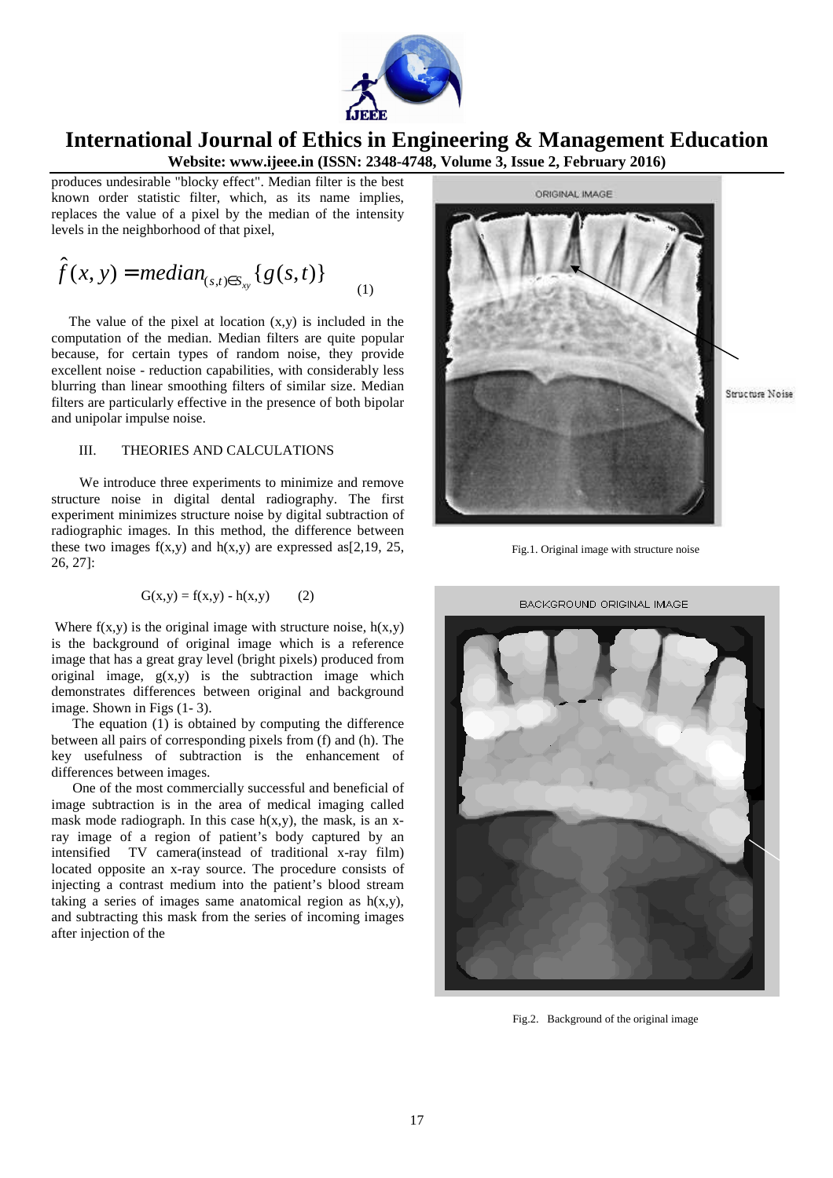produces undesirable "blocky effect". Median filter is the best known order statistic filter, which, as its name implies, replaces the value of a pixel by the median of the intensity levels in the neighborhood of that pixel,

$$\hat{f}(x,y) = median_{(s,t)\in S_{xy}}\{g(s,t)\} \quad (1)$$

The value of the pixel at location (x,y) is included in the computation of the median. Median filters are quite popular because, for certain types of random noise, they provide excellent noise - reduction capabilities, with considerably less blurring than linear smoothing filters of similar size. Median filters are particularly effective in the presence of both bipolar and unipolar impulse noise.

## III. THEORIES AND CALCULATIONS

We introduce three experiments to minimize and remove structure noise in digital dental radiography. The first experiment minimizes structure noise by digital subtraction of radiographic images. In this method, the difference between these two images f(x,y) and h(x,y) are expressed as[2,19, 25, 26, 27]:

$$G(x,y) = f(x,y) - h(x,y) \quad (2)$$

Where f(x,y) is the original image with structure noise, h(x,y) is the background of original image which is a reference image that has a great gray level (bright pixels) produced from original image, g(x,y) is the subtraction image which demonstrates differences between original and background image. Shown in Figs (1- 3).

The equation (1) is obtained by computing the difference between all pairs of corresponding pixels from (f) and (h). The key usefulness of subtraction is the enhancement of differences between images.

One of the most commercially successful and beneficial of image subtraction is in the area of medical imaging called mask mode radiograph. In this case h(x,y), the mask, is an x-ray image of a region of patient's body captured by an intensified TV camera(instead of traditional x-ray film) located opposite an x-ray source. The procedure consists of injecting a contrast medium into the patient's blood stream taking a series of images same anatomical region as h(x,y), and subtracting this mask from the series of incoming images after injection of the

Fig.1. Original image with structure noise

Fig.2. Background of the original image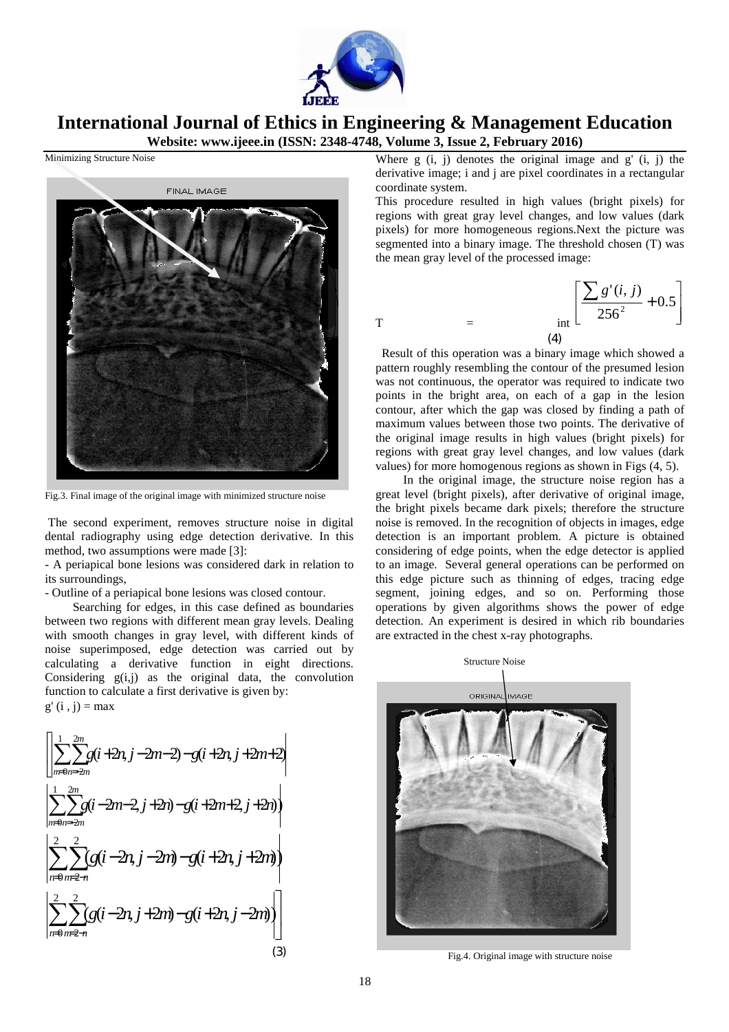Minimizing Structure Noise

Fig.3. Final image of the original image with minimized structure noise

The second experiment, removes structure noise in digital dental radiography using edge detection derivative. In this method, two assumptions were made [3]:

- A periapical bone lesions was considered dark in relation to its surroundings,
- Outline of a periapical bone lesions was closed contour.

Searching for edges, in this case defined as boundaries between two regions with different mean gray levels. Dealing with smooth changes in gray level, with different kinds of noise superimposed, edge detection was carried out by calculating a derivative function in eight directions. Considering g(i,j) as the original data, the convolution function to calculate a first derivative is given by:

$$g'(i,j) = \max \left[ \left| \sum_{m=0}^{1} \sum_{n=-2m}^{2m} g(i+2n, j-2m-2) - g(i+2n, j+2m+2) \right| \right.$$

$$\left| \sum_{m=0}^{1} \sum_{n=-2m}^{2m} g(i-2m-2, j+2n) - g(i+2m+2, j+2n) \right|$$

$$\left| \sum_{n=0}^{2} \sum_{m=2-n}^{2} \left( g(i-2n, j-2m) - g(i+2n, j+2m) \right) \right|$$

$$\left. \left| \sum_{n=0}^{2} \sum_{m=2-n}^{2} \left( g(i-2n, j+2m) - g(i+2n, j-2m) \right) \right| \right] \quad (3)$$

Where g (i, j) denotes the original image and g' (i, j) the derivative image; i and j are pixel coordinates in a rectangular coordinate system.

This procedure resulted in high values (bright pixels) for regions with great gray level changes, and low values (dark pixels) for more homogeneous regions.Next the picture was segmented into a binary image. The threshold chosen (T) was the mean gray level of the processed image:

$$T = \text{int} \left[ \frac{\sum g'(i,j)}{256^2} + 0.5 \right] \quad (4)$$

Result of this operation was a binary image which showed a pattern roughly resembling the contour of the presumed lesion was not continuous, the operator was required to indicate two points in the bright area, on each of a gap in the lesion contour, after which the gap was closed by finding a path of maximum values between those two points. The derivative of the original image results in high values (bright pixels) for regions with great gray level changes, and low values (dark values) for more homogenous regions as shown in Figs (4, 5).

In the original image, the structure noise region has a great level (bright pixels), after derivative of original image, the bright pixels became dark pixels; therefore the structure noise is removed. In the recognition of objects in images, edge detection is an important problem. A picture is obtained considering of edge points, when the edge detector is applied to an image. Several general operations can be performed on this edge picture such as thinning of edges, tracing edge segment, joining edges, and so on. Performing those operations by given algorithms shows the power of edge detection. An experiment is desired in which rib boundaries are extracted in the chest x-ray photographs.

Structure Noise

Fig.4. Original image with structure noise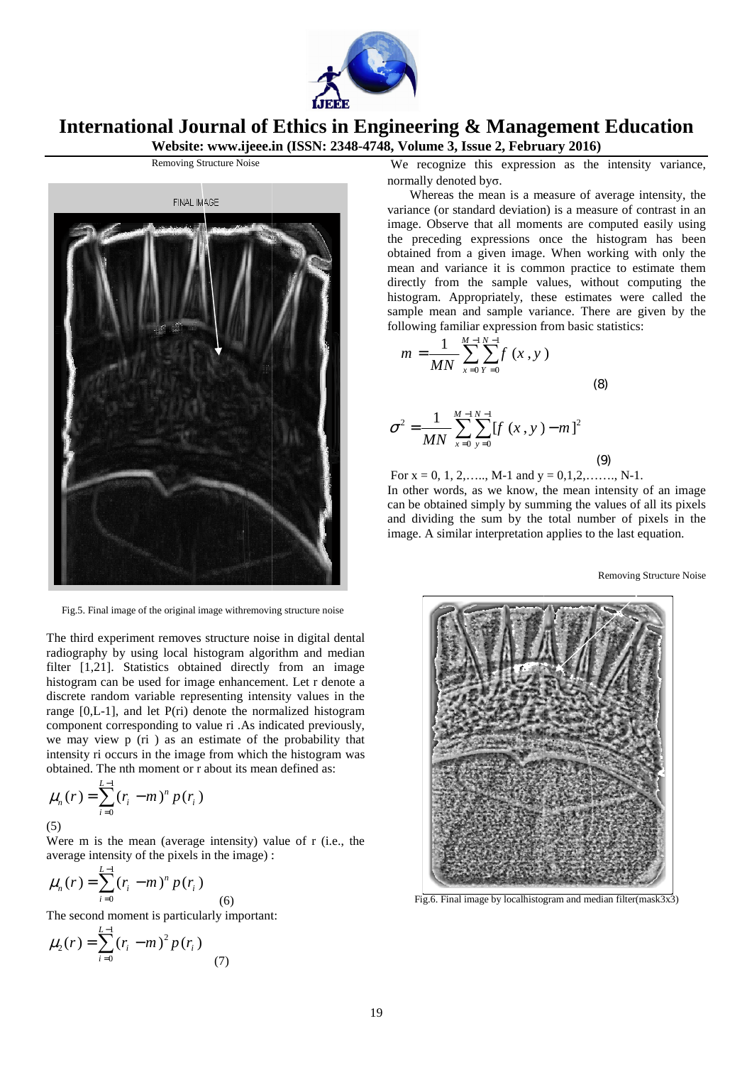Removing Structure Noise

Fig.5. Final image of the original image withremoving structure noise

The third experiment removes structure noise in digital dental radiography by using local histogram algorithm and median filter [1,21]. Statistics obtained directly from an image histogram can be used for image enhancement. Let r denote a discrete random variable representing intensity values in the range [0,L-1], and let P(ri) denote the normalized histogram component corresponding to value ri .As indicated previously, we may view p (ri ) as an estimate of the probability that intensity ri occurs in the image from which the histogram was obtained. The nth moment or r about its mean defined as:

$$\mu_n(r) = \sum_{i=0}^{L-1} (r_i - m)^n p(r_i)$$

(5)

Were m is the mean (average intensity) value of r (i.e., the average intensity of the pixels in the image) :

$$\mu_n(r) = \sum_{i=0}^{L-1} (r_i - m)^n p(r_i) \quad (6)$$

The second moment is particularly important:

$$\mu_2(r) = \sum_{i=0}^{L-1} (r_i - m)^2 p(r_i) \quad (7)$$

We recognize this expression as the intensity variance, normally denoted by$\sigma$.

Whereas the mean is a measure of average intensity, the variance (or standard deviation) is a measure of contrast in an image. Observe that all moments are computed easily using the preceding expressions once the histogram has been obtained from a given image. When working with only the mean and variance it is common practice to estimate them directly from the sample values, without computing the histogram. Appropriately, these estimates were called the sample mean and sample variance. There are given by the following familiar expression from basic statistics:

$$m = \frac{1}{MN} \sum_{x=0}^{M-1} \sum_{Y=0}^{N-1} f(x, y) \quad (8)$$

$$\sigma^2 = \frac{1}{MN} \sum_{x=0}^{M-1} \sum_{y=0}^{N-1} [f(x, y) - m]^2 \quad (9)$$

For x = 0, 1, 2,….., M-1 and y = 0,1,2,……., N-1.

In other words, as we know, the mean intensity of an image can be obtained simply by summing the values of all its pixels and dividing the sum by the total number of pixels in the image. A similar interpretation applies to the last equation.

Removing Structure Noise

Fig.6. Final image by localhistogram and median filter(mask3x3)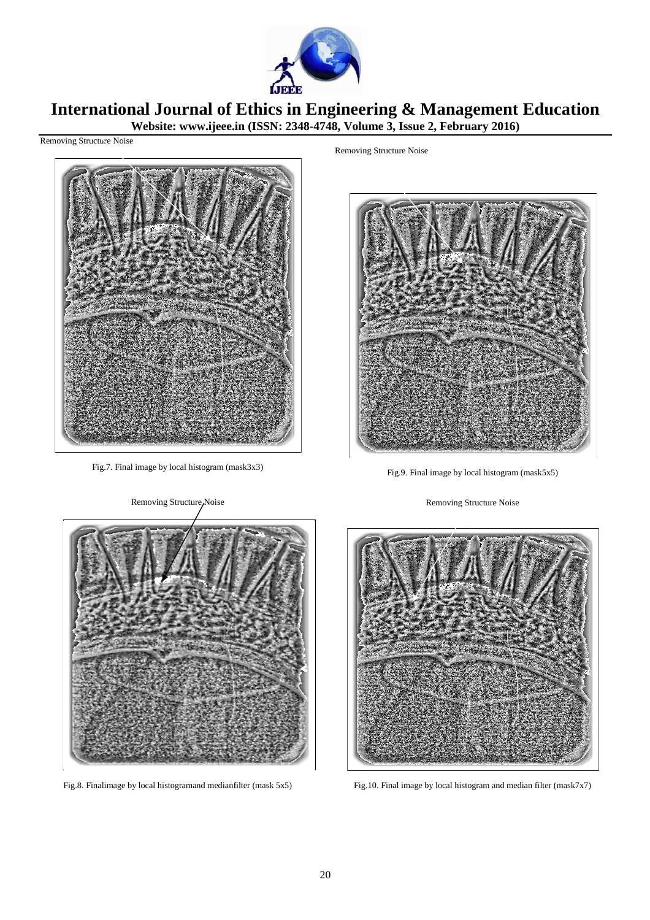Removing Structure Noise

Fig.7. Final image by local histogram (mask3x3)

Removing Structure Noise

Fig.9. Final image by local histogram (mask5x5)

Removing Structure Noise

Fig.8. Finalimage by local histogramand medianfilter (mask 5x5)

Removing Structure Noise

Fig.10. Final image by local histogram and median filter (mask7x7)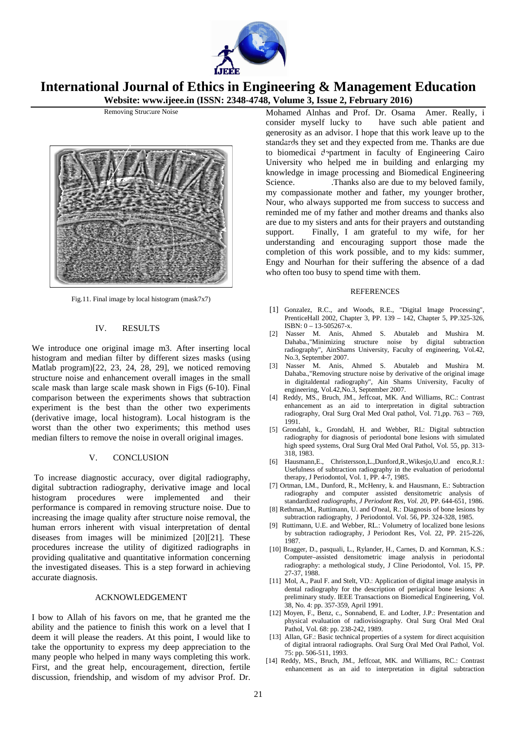Removing Structure Noise

Fig.11. Final image by local histogram (mask7x7)

## IV. RESULTS

We introduce one original image m3. After inserting local histogram and median filter by different sizes masks (using Matlab program)[22, 23, 24, 28, 29], we noticed removing structure noise and enhancement overall images in the small scale mask than large scale mask shown in Figs (6-10). Final comparison between the experiments shows that subtraction experiment is the best than the other two experiments (derivative image, local histogram). Local histogram is the worst than the other two experiments; this method uses median filters to remove the noise in overall original images.

## V. CONCLUSION

To increase diagnostic accuracy, over digital radiography, digital subtraction radiography, derivative image and local histogram procedures were implemented and their performance is compared in removing structure noise. Due to increasing the image quality after structure noise removal, the human errors inherent with visual interpretation of dental diseases from images will be minimized [20][21]. These procedures increase the utility of digitized radiographs in providing qualitative and quantitative information concerning the investigated diseases. This is a step forward in achieving accurate diagnosis.

## ACKNOWLEDGEMENT

I bow to Allah of his favors on me, that he granted me the ability and the patience to finish this work on a level that I deem it will please the readers. At this point, I would like to take the opportunity to express my deep appreciation to the many people who helped in many ways completing this work. First, and the great help, encouragement, direction, fertile discussion, friendship, and wisdom of my advisor Prof. Dr. Mohamed Alnhas and Prof. Dr. Osama Amer. Really, i consider myself lucky to have such able patient and generosity as an advisor. I hope that this work leave up to the standards they set and they expected from me. Thanks are due to biomedical department in faculty of Engineering Cairo University who helped me in building and enlarging my knowledge in image processing and Biomedical Engineering Science. .Thanks also are due to my beloved family, my compassionate mother and father, my younger brother, Nour, who always supported me from success to success and reminded me of my father and mother dreams and thanks also are due to my sisters and ants for their prayers and outstanding support. Finally, I am grateful to my wife, for her understanding and encouraging support those made the completion of this work possible, and to my kids: summer, Engy and Nourhan for their suffering the absence of a dad who often too busy to spend time with them.

## REFERENCES

[1] Gonzalez, R.C., and Woods, R.E., "Digital Image Processing", PrenticeHall 2002, Chapter 3, PP. 139 – 142, Chapter 5, PP.325-326, ISBN: 0 – 13-505267-x.

[2] Nasser M. Anis, Ahmed S. Abutaleb and Mushira M. Dahaba.,"Minimizing structure noise by digital subtraction radiography", AinShams University, Faculty of engineering, Vol.42, No.3, September 2007.

[3] Nasser M. Anis, Ahmed S. Abutaleb and Mushira M. Dahaba.,"Removing structure noise by derivative of the original image in digitaldental radiography", Ain Shams University, Faculty of engineering, Vol.42,No.3, September 2007.

[4] Reddy, MS., Bruch, JM., Jeffcoat, MK. And Williams, RC.: Contrast enhancement as an aid to interpretation in digital subtraction radiography, Oral Surg Oral Med Oral pathol, Vol. 71,pp. 763 – 769, 1991.

[5] Grondahl, k., Grondahl, H. and Webber, RL: Digital subtraction radiography for diagnosis of periodontal bone lesions with simulated high speed systems, Oral Surg Oral Med Oral Pathol, Vol. 55, pp. 313-318, 1983.

[6] Hausmann,E., Christersson,L.,Dunford,R.,Wikesjo,U.and enco,R.J.: Usefulness of subtraction radiography in the evaluation of periodontal therapy, J Periodontol, Vol. 1, PP. 4-7, 1985.

[7] Ortman, LM., Dunford, R., McHenry, k. and Hausmann, E.: Subtraction radiography and computer assisted densitometric analysis of standardized *radiographs, J Periodont Res, Vol. 20*, PP. 644-651, 1986.

[8] Rethman,M., Ruttimann, U. and O'neal, R.: Diagnosis of bone lesions by subtraction radiography, J Periodontol. Vol. 56, PP. 324-328, 1985.

[9] Ruttimann, U.E. and Webber, RL.: Volumetry of localized bone lesions by subtraction radiography, J Periodont Res, Vol. 22, PP. 215-226, 1987.

[10] Bragger, D., pasquali, L., Rylander, H., Carnes, D. and Kornman, K.S.: Computer–assisted densitometric image analysis in periodontal radiography: a methological study, J Cline Periodontol, Vol. 15, PP. 27-37, 1988.

[11] Mol, A., Paul F. and Stelt, VD.: Application of digital image analysis in dental radiography for the description of periapical bone lesions: A preliminary study. IEEE Transactions on Biomedical Engineering, Vol. 38, No. 4: pp. 357-359, April 1991.

[12] Moyen, F., Benz, c., Sonnabend, E. and Lodter, J.P.: Presentation and physical evaluation of radiovisiography. Oral Surg Oral Med Oral Pathol, Vol. 68: pp. 238-242, 1989.

[13] Allan, GF.: Basic technical properties of a system for direct acquisition of digital intraoral radiographs. Oral Surg Oral Med Oral Pathol, Vol. 75: pp. 506-511, 1993.

[14] Reddy, MS., Bruch, JM., Jeffcoat, MK. and Williams, RC.: Contrast enhancement as an aid to interpretation in digital subtraction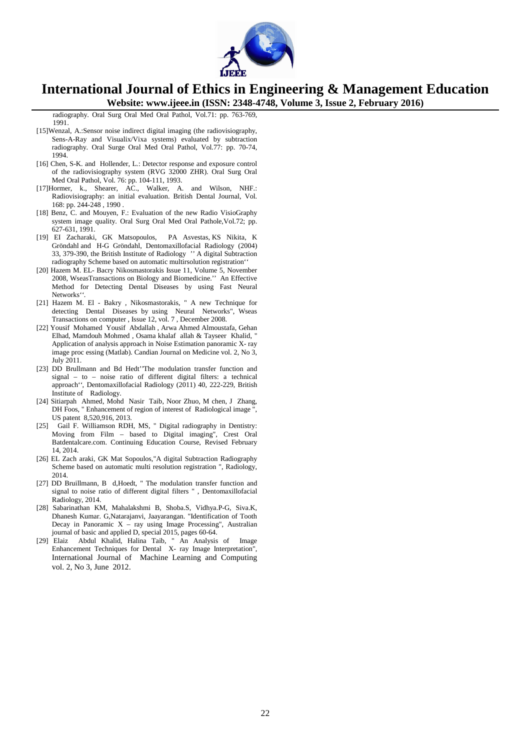radiography. Oral Surg Oral Med Oral Pathol, Vol.71: pp. 763-769, 1991.

[15]Wenzal, A.:Sensor noise indirect digital imaging (the radiovisiography, Sens-A-Ray and Visualix/Vixa systems) evaluated by subtraction radiography. Oral Surge Oral Med Oral Pathol, Vol.77: pp. 70-74, 1994.

[16] Chen, S-K. and Hollender, L.: Detector response and exposure control of the radiovisiography system (RVG 32000 ZHR). Oral Surg Oral Med Oral Pathol, Vol. 76: pp. 104-111, 1993.

[17]Hormer, k., Shearer, AC., Walker, A. and Wilson, NHF.: Radiovisiography: an initial evaluation. British Dental Journal, Vol. 168: pp. 244-248 , 1990 .

[18] Benz, C. and Mouyen, F.: Evaluation of the new Radio VisioGraphy system image quality. Oral Surg Oral Med Oral Pathole,Vol.72; pp. 627-631, 1991.

[19] EI Zacharaki, GK Matsopoulos, PA Asvestas, KS Nikita, K Gröndahl and H-G Gröndahl, Dentomaxillofacial Radiology (2004) 33, 379-390, the British Institute of Radiology '' A digital Subtraction radiography Scheme based on automatic multirsolution registration''

[20] Hazem M. EL- Bacry Nikosmastorakis Issue 11, Volume 5, November 2008, WseasTransactions on Biology and Biomedicine.'' An Effective Method for Detecting Dental Diseases by using Fast Neural Networks''.

[21] Hazem M. El - Bakry , Nikosmastorakis, " A new Technique for detecting Dental Diseases by using Neural Networks", Wseas Transactions on computer , Issue 12, vol. 7 , December 2008.

[22] Yousif Mohamed Yousif Abdallah , Arwa Ahmed Almoustafa, Gehan Elhad, Mamdouh Mohmed , Osama khalaf allah & Tayseer Khalid, " Application of analysis approach in Noise Estimation panoramic X- ray image proc essing (Matlab). Candian Journal on Medicine vol. 2, No 3, July 2011.

[23] DD Brullmann and Bd Hedt''The modulation transfer function and signal – to – noise ratio of different digital filters: a technical approach'', Dentomaxillofacial Radiology (2011) 40, 222-229, British Institute of Radiology.

[24] Sitiarpah Ahmed, Mohd Nasir Taib, Noor Zhuo, M chen, J Zhang, DH Foos, " Enhancement of region of interest of Radiological image ", US patent 8,520,916, 2013.

[25] Gail F. Williamson RDH, MS, " Digital radiography in Dentistry: Moving from Film – based to Digital imaging", Crest Oral Batdentalcare.com. Continuing Education Course, Revised February 14, 2014.

[26] EL Zach araki, GK Mat Sopoulos,"A digital Subtraction Radiography Scheme based on automatic multi resolution registration ", Radiology, 2014.

[27] DD Bruillmann, B d,Hoedt, " The modulation transfer function and signal to noise ratio of different digital filters " , Dentomaxillofacial Radiology, 2014.

[28] Sabarinathan KM, Mahalakshmi B, Shoba.S, Vidhya.P-G, Siva.K, Dhanesh Kumar. G,Natarajanvi, Jaayarangan. "Identification of Tooth Decay in Panoramic X – ray using Image Processing", Australian journal of basic and applied D, special 2015, pages 60-64.

[29] Elaiz Abdul Khalid, Halina Taib, " An Analysis of Image Enhancement Techniques for Dental X- ray Image Interpretation", International Journal of Machine Learning and Computing vol. 2, No 3, June 2012.